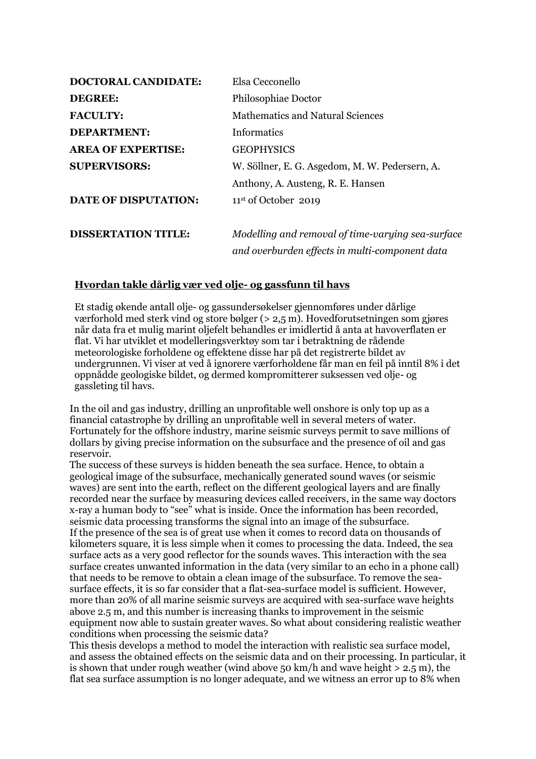| | |
|---|---|
| **DOCTORAL CANDIDATE:** | Elsa Cecconello |
| **DEGREE:** | Philosophiae Doctor |
| **FACULTY:** | Mathematics and Natural Sciences |
| **DEPARTMENT:** | Informatics |
| **AREA OF EXPERTISE:** | GEOPHYSICS |
| **SUPERVISORS:** | W. Söllner, E. G. Asgedom, M. W. Pedersern, A. Anthony, A. Austeng, R. E. Hansen |
| **DATE OF DISPUTATION:** | 11st of October 2019 |
| **DISSERTATION TITLE:** | *Modelling and removal of time-varying sea-surface and overburden effects in multi-component data* |

**Hvordan takle dårlig vær ved olje- og gassfunn til havs**

Et stadig økende antall olje- og gassundersøkelser gjennomføres under dårlige værforhold med sterk vind og store bølger (> 2,5 m). Hovedforutsetningen som gjøres når data fra et mulig marint oljefelt behandles er imidlertid å anta at havoverflaten er flat. Vi har utviklet et modelleringsverktøy som tar i betraktning de rådende meteorologiske forholdene og effektene disse har på det registrerte bildet av undergrunnen. Vi viser at ved å ignorere værforholdene får man en feil på inntil 8% i det oppnådde geologiske bildet, og dermed kompromitterer suksessen ved olje- og gassleting til havs.

In the oil and gas industry, drilling an unprofitable well onshore is only top up as a financial catastrophe by drilling an unprofitable well in several meters of water. Fortunately for the offshore industry, marine seismic surveys permit to save millions of dollars by giving precise information on the subsurface and the presence of oil and gas reservoir.
The success of these surveys is hidden beneath the sea surface. Hence, to obtain a geological image of the subsurface, mechanically generated sound waves (or seismic waves) are sent into the earth, reflect on the different geological layers and are finally recorded near the surface by measuring devices called receivers, in the same way doctors x-ray a human body to "see" what is inside. Once the information has been recorded, seismic data processing transforms the signal into an image of the subsurface.
If the presence of the sea is of great use when it comes to record data on thousands of kilometers square, it is less simple when it comes to processing the data. Indeed, the sea surface acts as a very good reflector for the sounds waves. This interaction with the sea surface creates unwanted information in the data (very similar to an echo in a phone call) that needs to be remove to obtain a clean image of the subsurface. To remove the sea-surface effects, it is so far consider that a flat-sea-surface model is sufficient. However, more than 20% of all marine seismic surveys are acquired with sea-surface wave heights above 2.5 m, and this number is increasing thanks to improvement in the seismic equipment now able to sustain greater waves. So what about considering realistic weather conditions when processing the seismic data?
This thesis develops a method to model the interaction with realistic sea surface model, and assess the obtained effects on the seismic data and on their processing. In particular, it is shown that under rough weather (wind above 50 km/h and wave height > 2.5 m), the flat sea surface assumption is no longer adequate, and we witness an error up to 8% when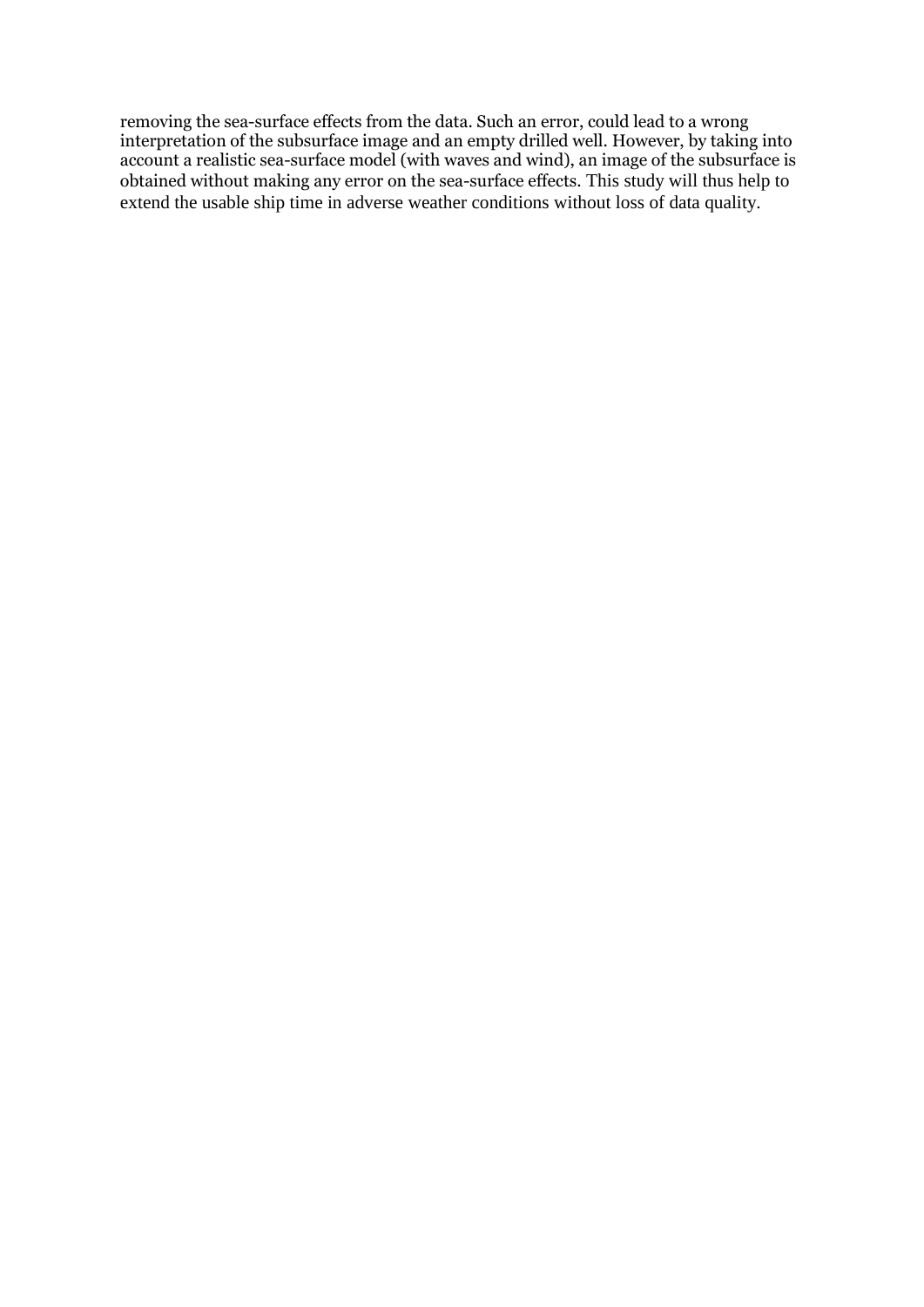removing the sea-surface effects from the data. Such an error, could lead to a wrong interpretation of the subsurface image and an empty drilled well. However, by taking into account a realistic sea-surface model (with waves and wind), an image of the subsurface is obtained without making any error on the sea-surface effects. This study will thus help to extend the usable ship time in adverse weather conditions without loss of data quality.